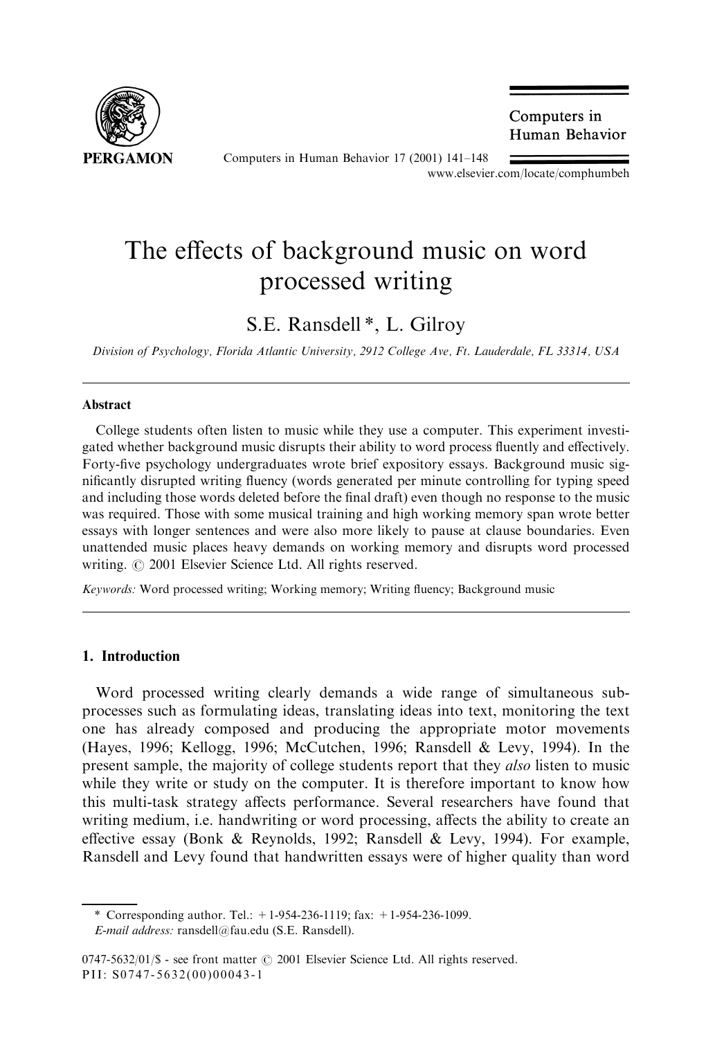# The effects of background music on word processed writing

S.E. Ransdell *, L. Gilroy

*Division of Psychology, Florida Atlantic University, 2912 College Ave, Ft. Lauderdale, FL 33314, USA*

## Abstract

College students often listen to music while they use a computer. This experiment investigated whether background music disrupts their ability to word process fluently and effectively. Forty-five psychology undergraduates wrote brief expository essays. Background music significantly disrupted writing fluency (words generated per minute controlling for typing speed and including those words deleted before the final draft) even though no response to the music was required. Those with some musical training and high working memory span wrote better essays with longer sentences and were also more likely to pause at clause boundaries. Even unattended music places heavy demands on working memory and disrupts word processed writing. © 2001 Elsevier Science Ltd. All rights reserved.

*Keywords:* Word processed writing; Working memory; Writing fluency; Background music

## 1. Introduction

Word processed writing clearly demands a wide range of simultaneous subprocesses such as formulating ideas, translating ideas into text, monitoring the text one has already composed and producing the appropriate motor movements (Hayes, 1996; Kellogg, 1996; McCutchen, 1996; Ransdell & Levy, 1994). In the present sample, the majority of college students report that they *also* listen to music while they write or study on the computer. It is therefore important to know how this multi-task strategy affects performance. Several researchers have found that writing medium, i.e. handwriting or word processing, affects the ability to create an effective essay (Bonk & Reynolds, 1992; Ransdell & Levy, 1994). For example, Ransdell and Levy found that handwritten essays were of higher quality than word

---

\* Corresponding author. Tel.: +1-954-236-1119; fax: +1-954-236-1099.
*E-mail address:* ransdell@fau.edu (S.E. Ransdell).

0747-5632/01/$ - see front matter © 2001 Elsevier Science Ltd. All rights reserved.
PII: S0747-5632(00)00043-1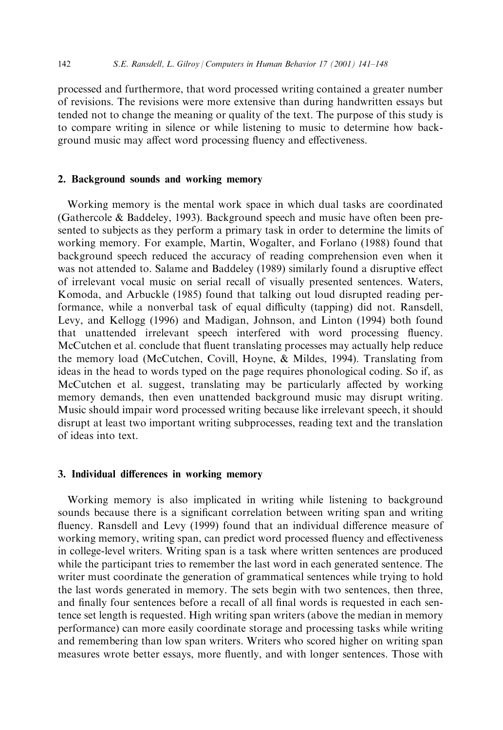processed and furthermore, that word processed writing contained a greater number of revisions. The revisions were more extensive than during handwritten essays but tended not to change the meaning or quality of the text. The purpose of this study is to compare writing in silence or while listening to music to determine how background music may affect word processing fluency and effectiveness.

## 2. Background sounds and working memory

Working memory is the mental work space in which dual tasks are coordinated (Gathercole & Baddeley, 1993). Background speech and music have often been presented to subjects as they perform a primary task in order to determine the limits of working memory. For example, Martin, Wogalter, and Forlano (1988) found that background speech reduced the accuracy of reading comprehension even when it was not attended to. Salame and Baddeley (1989) similarly found a disruptive effect of irrelevant vocal music on serial recall of visually presented sentences. Waters, Komoda, and Arbuckle (1985) found that talking out loud disrupted reading performance, while a nonverbal task of equal difficulty (tapping) did not. Ransdell, Levy, and Kellogg (1996) and Madigan, Johnson, and Linton (1994) both found that unattended irrelevant speech interfered with word processing fluency. McCutchen et al. conclude that fluent translating processes may actually help reduce the memory load (McCutchen, Covill, Hoyne, & Mildes, 1994). Translating from ideas in the head to words typed on the page requires phonological coding. So if, as McCutchen et al. suggest, translating may be particularly affected by working memory demands, then even unattended background music may disrupt writing. Music should impair word processed writing because like irrelevant speech, it should disrupt at least two important writing subprocesses, reading text and the translation of ideas into text.

## 3. Individual differences in working memory

Working memory is also implicated in writing while listening to background sounds because there is a significant correlation between writing span and writing fluency. Ransdell and Levy (1999) found that an individual difference measure of working memory, writing span, can predict word processed fluency and effectiveness in college-level writers. Writing span is a task where written sentences are produced while the participant tries to remember the last word in each generated sentence. The writer must coordinate the generation of grammatical sentences while trying to hold the last words generated in memory. The sets begin with two sentences, then three, and finally four sentences before a recall of all final words is requested in each sentence set length is requested. High writing span writers (above the median in memory performance) can more easily coordinate storage and processing tasks while writing and remembering than low span writers. Writers who scored higher on writing span measures wrote better essays, more fluently, and with longer sentences. Those with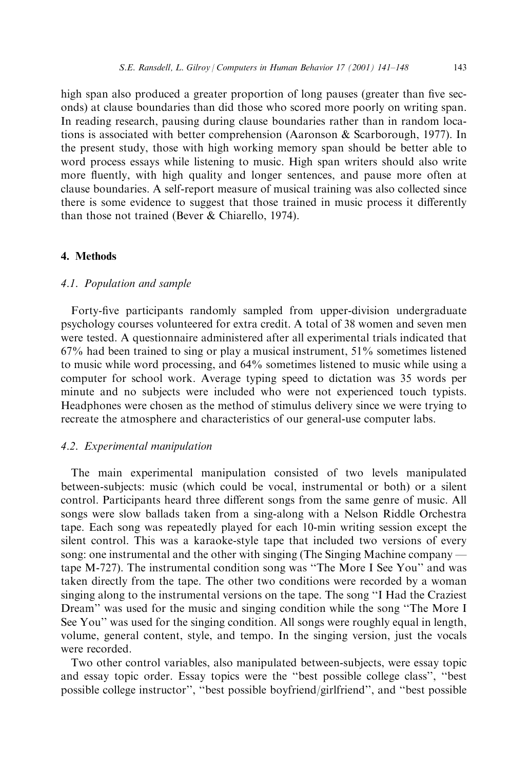high span also produced a greater proportion of long pauses (greater than five seconds) at clause boundaries than did those who scored more poorly on writing span. In reading research, pausing during clause boundaries rather than in random locations is associated with better comprehension (Aaronson & Scarborough, 1977). In the present study, those with high working memory span should be better able to word process essays while listening to music. High span writers should also write more fluently, with high quality and longer sentences, and pause more often at clause boundaries. A self-report measure of musical training was also collected since there is some evidence to suggest that those trained in music process it differently than those not trained (Bever & Chiarello, 1974).

## 4. Methods

### *4.1. Population and sample*

Forty-five participants randomly sampled from upper-division undergraduate psychology courses volunteered for extra credit. A total of 38 women and seven men were tested. A questionnaire administered after all experimental trials indicated that 67% had been trained to sing or play a musical instrument, 51% sometimes listened to music while word processing, and 64% sometimes listened to music while using a computer for school work. Average typing speed to dictation was 35 words per minute and no subjects were included who were not experienced touch typists. Headphones were chosen as the method of stimulus delivery since we were trying to recreate the atmosphere and characteristics of our general-use computer labs.

### *4.2. Experimental manipulation*

The main experimental manipulation consisted of two levels manipulated between-subjects: music (which could be vocal, instrumental or both) or a silent control. Participants heard three different songs from the same genre of music. All songs were slow ballads taken from a sing-along with a Nelson Riddle Orchestra tape. Each song was repeatedly played for each 10-min writing session except the silent control. This was a karaoke-style tape that included two versions of every song: one instrumental and the other with singing (The Singing Machine company — tape M-727). The instrumental condition song was "The More I See You" and was taken directly from the tape. The other two conditions were recorded by a woman singing along to the instrumental versions on the tape. The song "I Had the Craziest Dream" was used for the music and singing condition while the song "The More I See You" was used for the singing condition. All songs were roughly equal in length, volume, general content, style, and tempo. In the singing version, just the vocals were recorded.

Two other control variables, also manipulated between-subjects, were essay topic and essay topic order. Essay topics were the "best possible college class", "best possible college instructor", "best possible boyfriend/girlfriend", and "best possible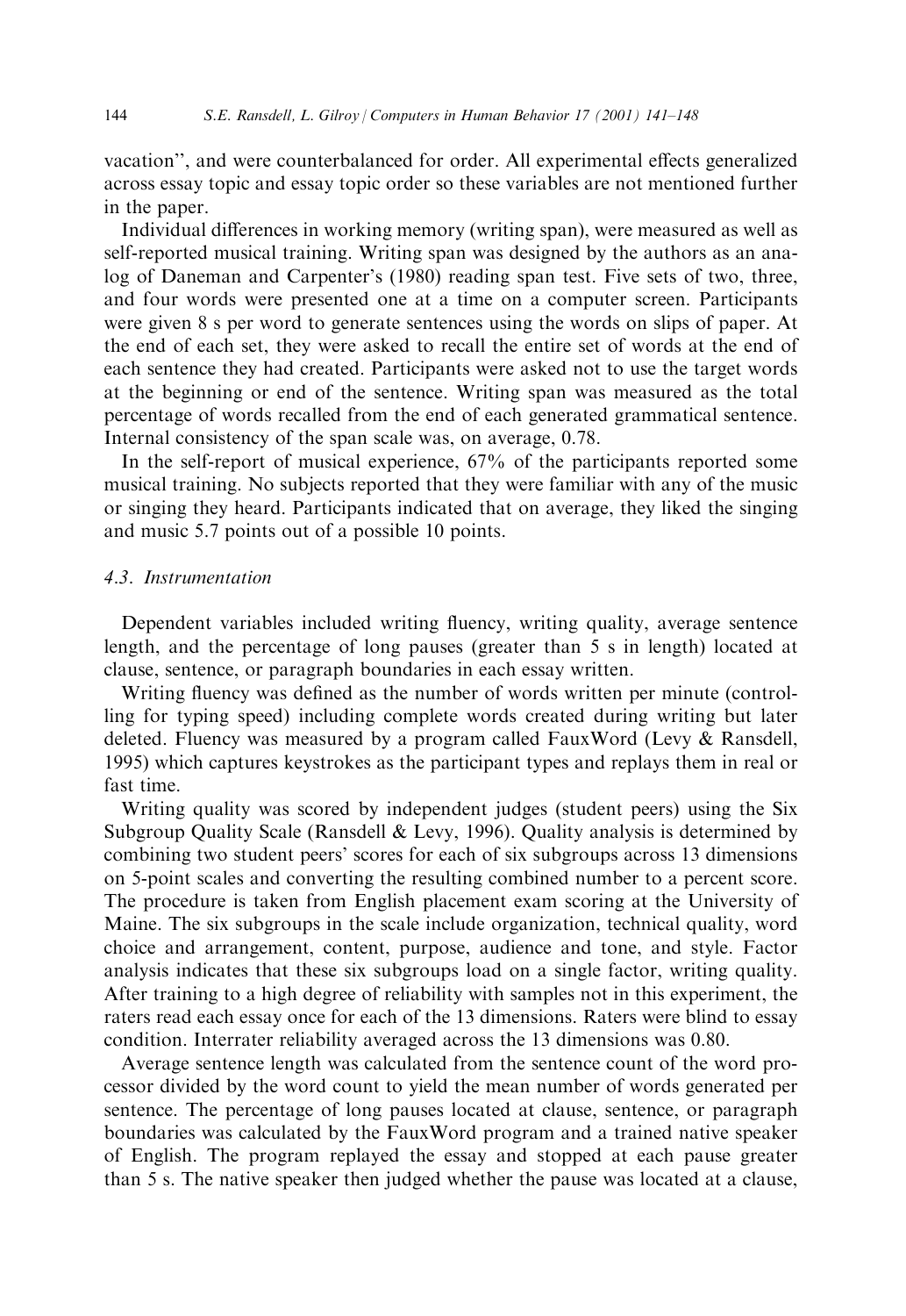vacation", and were counterbalanced for order. All experimental effects generalized across essay topic and essay topic order so these variables are not mentioned further in the paper.

Individual differences in working memory (writing span), were measured as well as self-reported musical training. Writing span was designed by the authors as an analog of Daneman and Carpenter's (1980) reading span test. Five sets of two, three, and four words were presented one at a time on a computer screen. Participants were given 8 s per word to generate sentences using the words on slips of paper. At the end of each set, they were asked to recall the entire set of words at the end of each sentence they had created. Participants were asked not to use the target words at the beginning or end of the sentence. Writing span was measured as the total percentage of words recalled from the end of each generated grammatical sentence. Internal consistency of the span scale was, on average, 0.78.

In the self-report of musical experience, 67% of the participants reported some musical training. No subjects reported that they were familiar with any of the music or singing they heard. Participants indicated that on average, they liked the singing and music 5.7 points out of a possible 10 points.

### 4.3. Instrumentation

Dependent variables included writing fluency, writing quality, average sentence length, and the percentage of long pauses (greater than 5 s in length) located at clause, sentence, or paragraph boundaries in each essay written.

Writing fluency was defined as the number of words written per minute (controlling for typing speed) including complete words created during writing but later deleted. Fluency was measured by a program called FauxWord (Levy & Ransdell, 1995) which captures keystrokes as the participant types and replays them in real or fast time.

Writing quality was scored by independent judges (student peers) using the Six Subgroup Quality Scale (Ransdell & Levy, 1996). Quality analysis is determined by combining two student peers' scores for each of six subgroups across 13 dimensions on 5-point scales and converting the resulting combined number to a percent score. The procedure is taken from English placement exam scoring at the University of Maine. The six subgroups in the scale include organization, technical quality, word choice and arrangement, content, purpose, audience and tone, and style. Factor analysis indicates that these six subgroups load on a single factor, writing quality. After training to a high degree of reliability with samples not in this experiment, the raters read each essay once for each of the 13 dimensions. Raters were blind to essay condition. Interrater reliability averaged across the 13 dimensions was 0.80.

Average sentence length was calculated from the sentence count of the word processor divided by the word count to yield the mean number of words generated per sentence. The percentage of long pauses located at clause, sentence, or paragraph boundaries was calculated by the FauxWord program and a trained native speaker of English. The program replayed the essay and stopped at each pause greater than 5 s. The native speaker then judged whether the pause was located at a clause,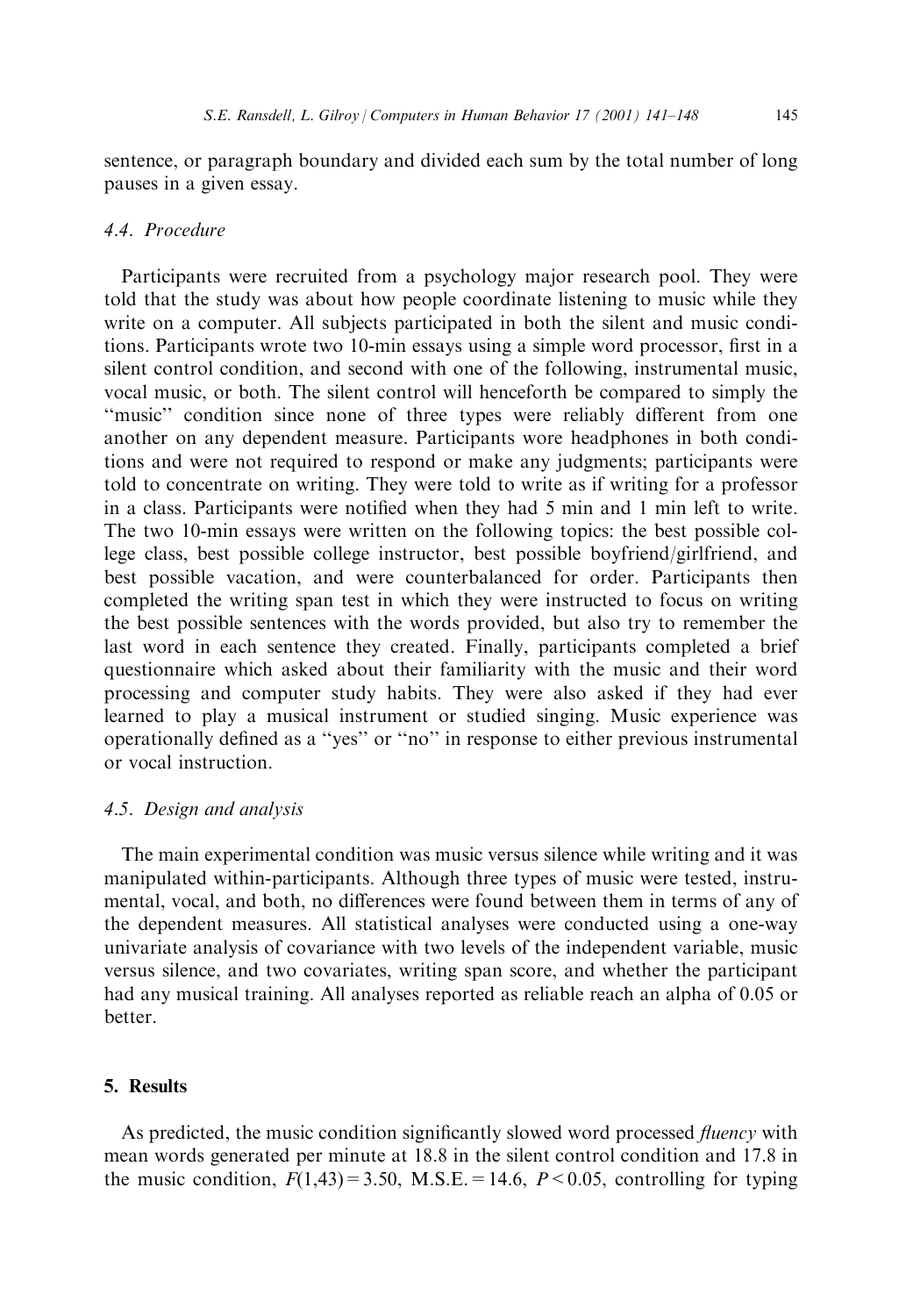sentence, or paragraph boundary and divided each sum by the total number of long pauses in a given essay.

### 4.4. Procedure

Participants were recruited from a psychology major research pool. They were told that the study was about how people coordinate listening to music while they write on a computer. All subjects participated in both the silent and music conditions. Participants wrote two 10-min essays using a simple word processor, first in a silent control condition, and second with one of the following, instrumental music, vocal music, or both. The silent control will henceforth be compared to simply the "music" condition since none of three types were reliably different from one another on any dependent measure. Participants wore headphones in both conditions and were not required to respond or make any judgments; participants were told to concentrate on writing. They were told to write as if writing for a professor in a class. Participants were notified when they had 5 min and 1 min left to write. The two 10-min essays were written on the following topics: the best possible college class, best possible college instructor, best possible boyfriend/girlfriend, and best possible vacation, and were counterbalanced for order. Participants then completed the writing span test in which they were instructed to focus on writing the best possible sentences with the words provided, but also try to remember the last word in each sentence they created. Finally, participants completed a brief questionnaire which asked about their familiarity with the music and their word processing and computer study habits. They were also asked if they had ever learned to play a musical instrument or studied singing. Music experience was operationally defined as a "yes" or "no" in response to either previous instrumental or vocal instruction.

### 4.5. Design and analysis

The main experimental condition was music versus silence while writing and it was manipulated within-participants. Although three types of music were tested, instrumental, vocal, and both, no differences were found between them in terms of any of the dependent measures. All statistical analyses were conducted using a one-way univariate analysis of covariance with two levels of the independent variable, music versus silence, and two covariates, writing span score, and whether the participant had any musical training. All analyses reported as reliable reach an alpha of 0.05 or better.

## 5. Results

As predicted, the music condition significantly slowed word processed *fluency* with mean words generated per minute at 18.8 in the silent control condition and 17.8 in the music condition, $F(1,43) = 3.50$, M.S.E. = 14.6, $P < 0.05$, controlling for typing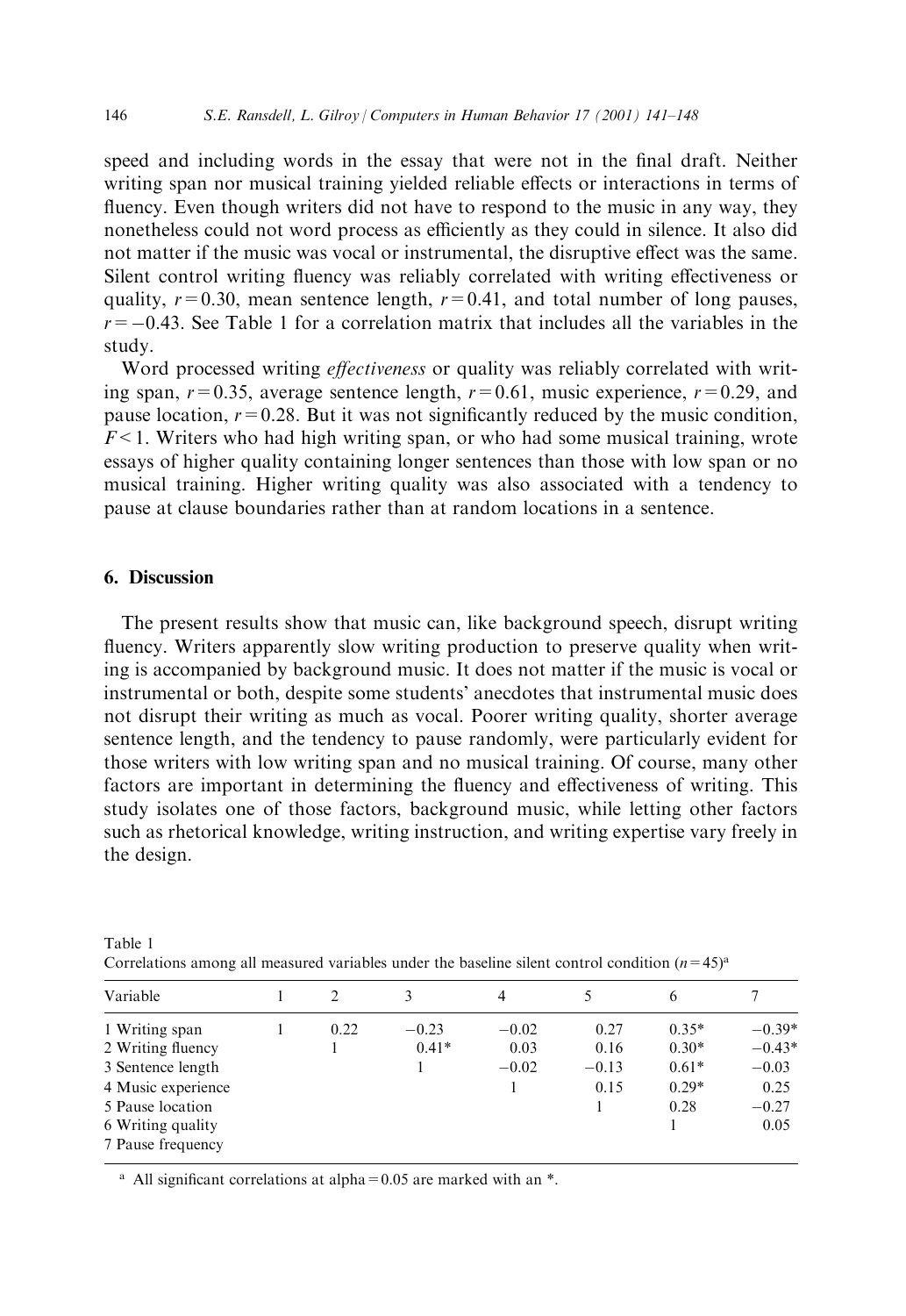speed and including words in the essay that were not in the final draft. Neither writing span nor musical training yielded reliable effects or interactions in terms of fluency. Even though writers did not have to respond to the music in any way, they nonetheless could not word process as efficiently as they could in silence. It also did not matter if the music was vocal or instrumental, the disruptive effect was the same. Silent control writing fluency was reliably correlated with writing effectiveness or quality, $r = 0.30$, mean sentence length, $r = 0.41$, and total number of long pauses, $r = -0.43$. See Table 1 for a correlation matrix that includes all the variables in the study.

Word processed writing *effectiveness* or quality was reliably correlated with writing span, $r = 0.35$, average sentence length, $r = 0.61$, music experience, $r = 0.29$, and pause location, $r = 0.28$. But it was not significantly reduced by the music condition, $F < 1$. Writers who had high writing span, or who had some musical training, wrote essays of higher quality containing longer sentences than those with low span or no musical training. Higher writing quality was also associated with a tendency to pause at clause boundaries rather than at random locations in a sentence.

## 6. Discussion

The present results show that music can, like background speech, disrupt writing fluency. Writers apparently slow writing production to preserve quality when writing is accompanied by background music. It does not matter if the music is vocal or instrumental or both, despite some students' anecdotes that instrumental music does not disrupt their writing as much as vocal. Poorer writing quality, shorter average sentence length, and the tendency to pause randomly, were particularly evident for those writers with low writing span and no musical training. Of course, many other factors are important in determining the fluency and effectiveness of writing. This study isolates one of those factors, background music, while letting other factors such as rhetorical knowledge, writing instruction, and writing expertise vary freely in the design.

Table 1
Correlations among all measured variables under the baseline silent control condition ($n = 45$)[a]

| Variable | 1 | 2 | 3 | 4 | 5 | 6 | 7 |
|---|---|---|---|---|---|---|---|
| 1 Writing span | 1 | 0.22 | −0.23 | −0.02 | 0.27 | 0.35* | −0.39* |
| 2 Writing fluency | | 1 | 0.41* | 0.03 | 0.16 | 0.30* | −0.43* |
| 3 Sentence length | | | 1 | −0.02 | −0.13 | 0.61* | −0.03 |
| 4 Music experience | | | | 1 | 0.15 | 0.29* | 0.25 |
| 5 Pause location | | | | | 1 | 0.28 | −0.27 |
| 6 Writing quality | | | | | | 1 | 0.05 |
| 7 Pause frequency | | | | | | | |

[a] All significant correlations at alpha = 0.05 are marked with an *.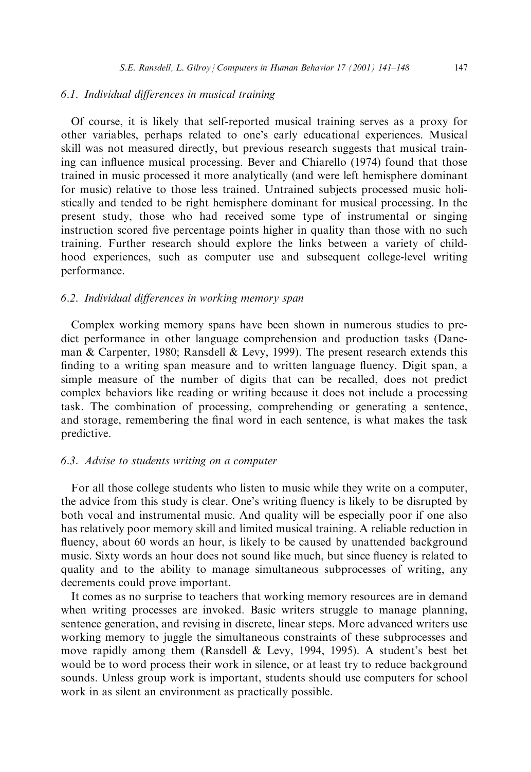### *6.1. Individual differences in musical training*

Of course, it is likely that self-reported musical training serves as a proxy for other variables, perhaps related to one's early educational experiences. Musical skill was not measured directly, but previous research suggests that musical training can influence musical processing. Bever and Chiarello (1974) found that those trained in music processed it more analytically (and were left hemisphere dominant for music) relative to those less trained. Untrained subjects processed music holistically and tended to be right hemisphere dominant for musical processing. In the present study, those who had received some type of instrumental or singing instruction scored five percentage points higher in quality than those with no such training. Further research should explore the links between a variety of childhood experiences, such as computer use and subsequent college-level writing performance.

### *6.2. Individual differences in working memory span*

Complex working memory spans have been shown in numerous studies to predict performance in other language comprehension and production tasks (Daneman & Carpenter, 1980; Ransdell & Levy, 1999). The present research extends this finding to a writing span measure and to written language fluency. Digit span, a simple measure of the number of digits that can be recalled, does not predict complex behaviors like reading or writing because it does not include a processing task. The combination of processing, comprehending or generating a sentence, and storage, remembering the final word in each sentence, is what makes the task predictive.

### *6.3. Advise to students writing on a computer*

For all those college students who listen to music while they write on a computer, the advice from this study is clear. One's writing fluency is likely to be disrupted by both vocal and instrumental music. And quality will be especially poor if one also has relatively poor memory skill and limited musical training. A reliable reduction in fluency, about 60 words an hour, is likely to be caused by unattended background music. Sixty words an hour does not sound like much, but since fluency is related to quality and to the ability to manage simultaneous subprocesses of writing, any decrements could prove important.

It comes as no surprise to teachers that working memory resources are in demand when writing processes are invoked. Basic writers struggle to manage planning, sentence generation, and revising in discrete, linear steps. More advanced writers use working memory to juggle the simultaneous constraints of these subprocesses and move rapidly among them (Ransdell & Levy, 1994, 1995). A student's best bet would be to word process their work in silence, or at least try to reduce background sounds. Unless group work is important, students should use computers for school work in as silent an environment as practically possible.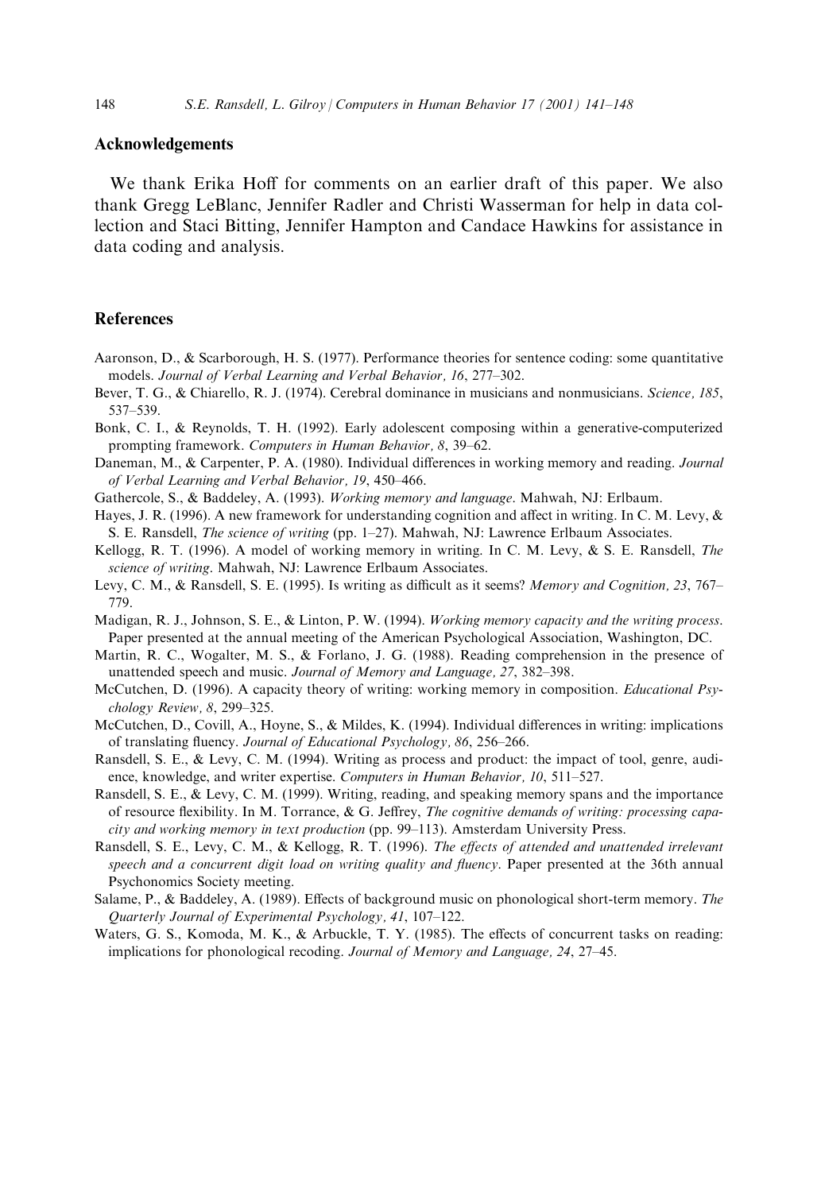## Acknowledgements

We thank Erika Hoff for comments on an earlier draft of this paper. We also thank Gregg LeBlanc, Jennifer Radler and Christi Wasserman for help in data collection and Staci Bitting, Jennifer Hampton and Candace Hawkins for assistance in data coding and analysis.

## References

Aaronson, D., & Scarborough, H. S. (1977). Performance theories for sentence coding: some quantitative models. *Journal of Verbal Learning and Verbal Behavior, 16*, 277–302.

Bever, T. G., & Chiarello, R. J. (1974). Cerebral dominance in musicians and nonmusicians. *Science, 185*, 537–539.

Bonk, C. I., & Reynolds, T. H. (1992). Early adolescent composing within a generative-computerized prompting framework. *Computers in Human Behavior, 8*, 39–62.

Daneman, M., & Carpenter, P. A. (1980). Individual differences in working memory and reading. *Journal of Verbal Learning and Verbal Behavior, 19*, 450–466.

Gathercole, S., & Baddeley, A. (1993). *Working memory and language*. Mahwah, NJ: Erlbaum.

Hayes, J. R. (1996). A new framework for understanding cognition and affect in writing. In C. M. Levy, & S. E. Ransdell, *The science of writing* (pp. 1–27). Mahwah, NJ: Lawrence Erlbaum Associates.

Kellogg, R. T. (1996). A model of working memory in writing. In C. M. Levy, & S. E. Ransdell, *The science of writing*. Mahwah, NJ: Lawrence Erlbaum Associates.

Levy, C. M., & Ransdell, S. E. (1995). Is writing as difficult as it seems? *Memory and Cognition, 23*, 767–779.

Madigan, R. J., Johnson, S. E., & Linton, P. W. (1994). *Working memory capacity and the writing process*. Paper presented at the annual meeting of the American Psychological Association, Washington, DC.

Martin, R. C., Wogalter, M. S., & Forlano, J. G. (1988). Reading comprehension in the presence of unattended speech and music. *Journal of Memory and Language, 27*, 382–398.

McCutchen, D. (1996). A capacity theory of writing: working memory in composition. *Educational Psychology Review, 8*, 299–325.

McCutchen, D., Covill, A., Hoyne, S., & Mildes, K. (1994). Individual differences in writing: implications of translating fluency. *Journal of Educational Psychology, 86*, 256–266.

Ransdell, S. E., & Levy, C. M. (1994). Writing as process and product: the impact of tool, genre, audience, knowledge, and writer expertise. *Computers in Human Behavior, 10*, 511–527.

Ransdell, S. E., & Levy, C. M. (1999). Writing, reading, and speaking memory spans and the importance of resource flexibility. In M. Torrance, & G. Jeffrey, *The cognitive demands of writing: processing capacity and working memory in text production* (pp. 99–113). Amsterdam University Press.

Ransdell, S. E., Levy, C. M., & Kellogg, R. T. (1996). *The effects of attended and unattended irrelevant speech and a concurrent digit load on writing quality and fluency*. Paper presented at the 36th annual Psychonomics Society meeting.

Salame, P., & Baddeley, A. (1989). Effects of background music on phonological short-term memory. *The Quarterly Journal of Experimental Psychology, 41*, 107–122.

Waters, G. S., Komoda, M. K., & Arbuckle, T. Y. (1985). The effects of concurrent tasks on reading: implications for phonological recoding. *Journal of Memory and Language, 24*, 27–45.